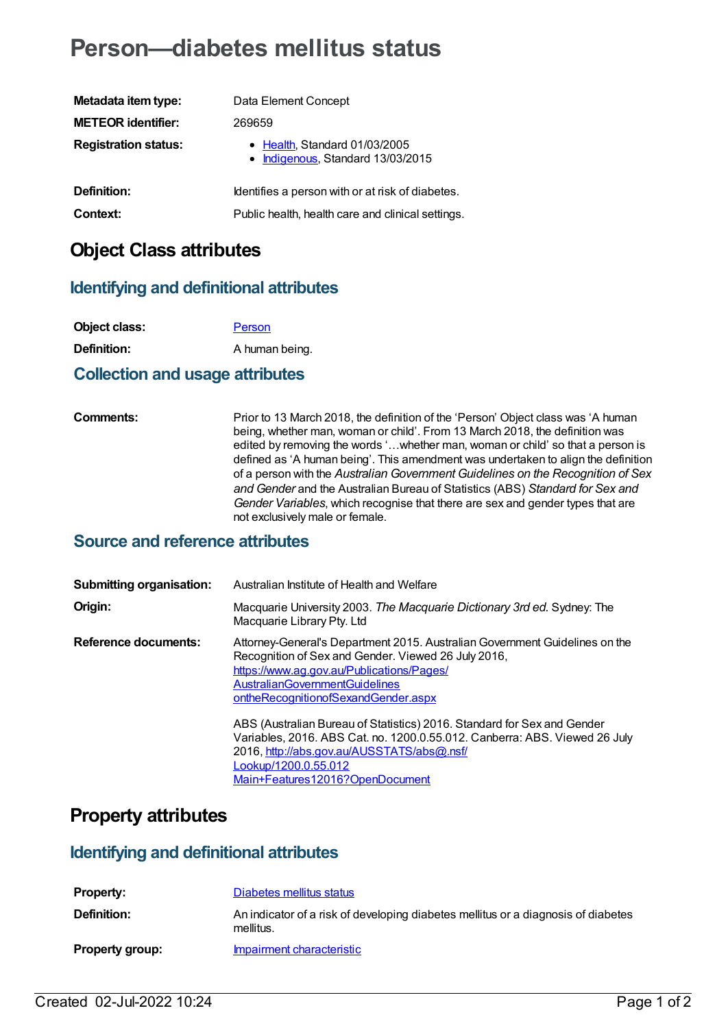# Person—diabetes mellitus status

| | |
|---|---|
| **Metadata item type:** | Data Element Concept |
| **METEOR identifier:** | 269659 |
| **Registration status:** | • Health, Standard 01/03/2005<br>• Indigenous, Standard 13/03/2015 |
| **Definition:** | Identifies a person with or at risk of diabetes. |
| **Context:** | Public health, health care and clinical settings. |

## Object Class attributes

### Identifying and definitional attributes

| | |
|---|---|
| **Object class:** | Person |
| **Definition:** | A human being. |

### Collection and usage attributes

| | |
|---|---|
| **Comments:** | Prior to 13 March 2018, the definition of the 'Person' Object class was 'A human being, whether man, woman or child'. From 13 March 2018, the definition was edited by removing the words '…whether man, woman or child' so that a person is defined as 'A human being'. This amendment was undertaken to align the definition of a person with the *Australian Government Guidelines on the Recognition of Sex and Gender* and the Australian Bureau of Statistics (ABS) *Standard for Sex and Gender Variables*, which recognise that there are sex and gender types that are not exclusively male or female. |

### Source and reference attributes

| | |
|---|---|
| **Submitting organisation:** | Australian Institute of Health and Welfare |
| **Origin:** | Macquarie University 2003. *The Macquarie Dictionary 3rd ed.* Sydney: The Macquarie Library Pty. Ltd |
| **Reference documents:** | Attorney-General's Department 2015. Australian Government Guidelines on the Recognition of Sex and Gender. Viewed 26 July 2016, https://www.ag.gov.au/Publications/Pages/AustralianGovernmentGuidelinesontheRecognitionofSexandGender.aspx<br><br>ABS (Australian Bureau of Statistics) 2016. Standard for Sex and Gender Variables, 2016. ABS Cat. no. 1200.0.55.012. Canberra: ABS. Viewed 26 July 2016, http://abs.gov.au/AUSSTATS/abs@.nsf/Lookup/1200.0.55.012Main+Features12016?OpenDocument |

## Property attributes

### Identifying and definitional attributes

| | |
|---|---|
| **Property:** | Diabetes mellitus status |
| **Definition:** | An indicator of a risk of developing diabetes mellitus or a diagnosis of diabetes mellitus. |
| **Property group:** | Impairment characteristic |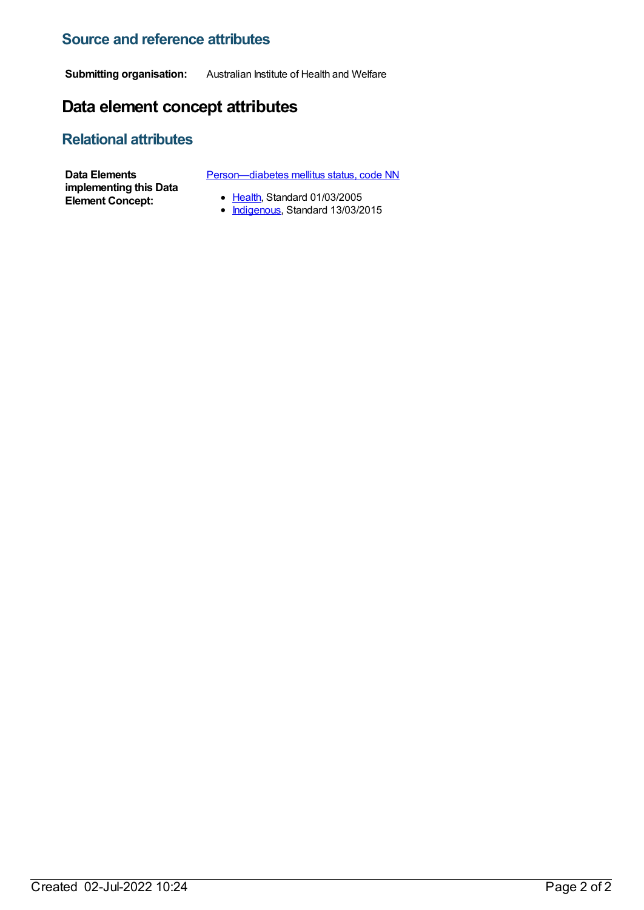## Source and reference attributes

**Submitting organisation:** Australian Institute of Health and Welfare

# Data element concept attributes

## Relational attributes

**Data Elements implementing this Data Element Concept:**

Person—diabetes mellitus status, code NN

- Health, Standard 01/03/2005
- Indigenous, Standard 13/03/2015